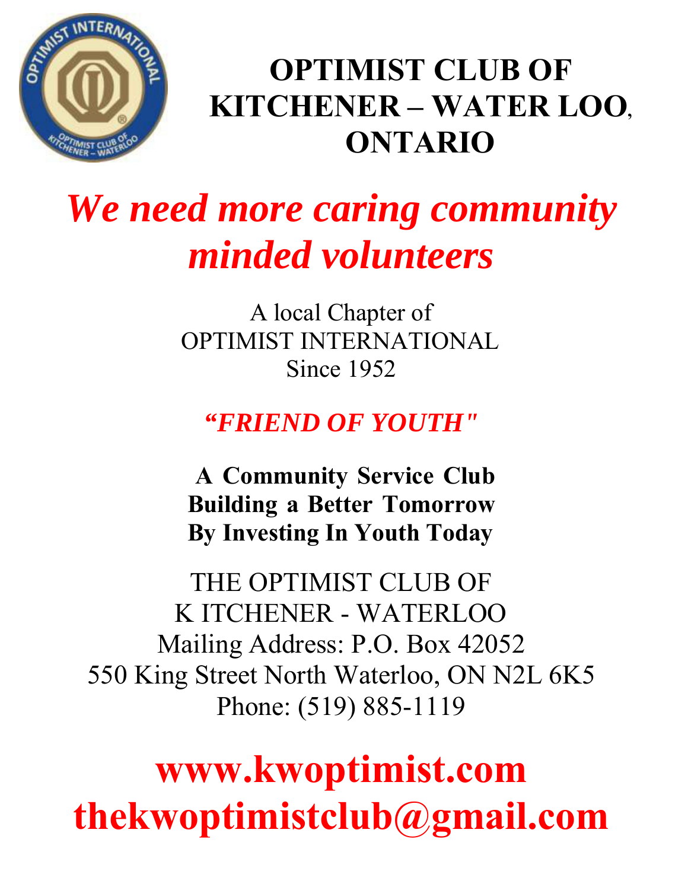# OPTIMIST CLUB OF KITCHENER – WATER LOO, ONTARIO

## *We need more caring community minded volunteers*

A local Chapter of
OPTIMIST INTERNATIONAL
Since 1952

***"FRIEND OF YOUTH"***

**A Community Service Club**
**Building a Better Tomorrow**
**By Investing In Youth Today**

THE OPTIMIST CLUB OF
K ITCHENER - WATERLOO
Mailing Address: P.O. Box 42052
550 King Street North Waterloo, ON N2L 6K5
Phone: (519) 885-1119

**www.kwoptimist.com**
**thekwoptimistclub@gmail.com**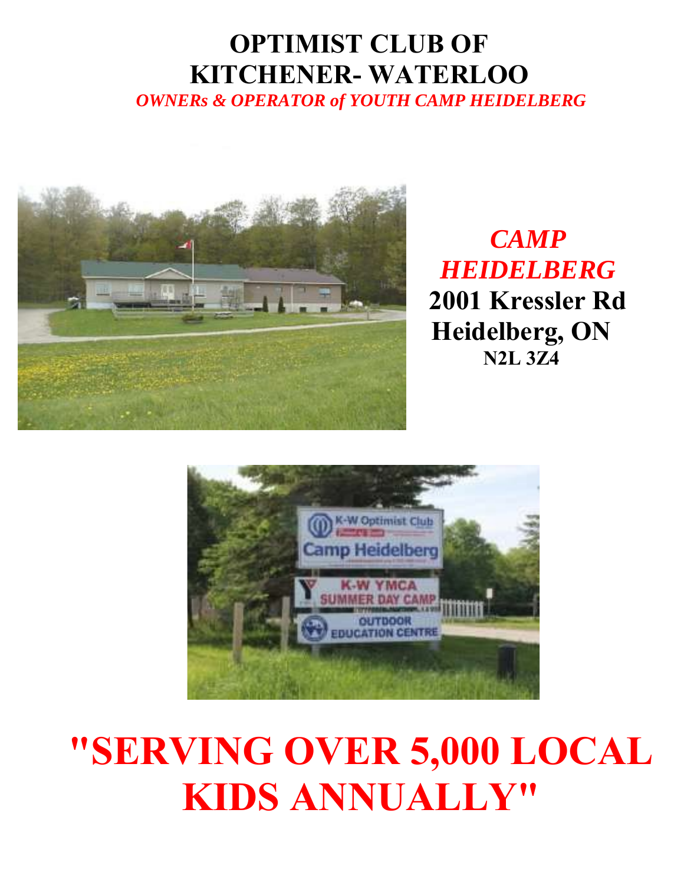# OPTIMIST CLUB OF KITCHENER- WATERLOO

***OWNERs & OPERATOR of YOUTH CAMP HEIDELBERG***

***CAMP HEIDELBERG***

**2001 Kressler Rd**

**Heidelberg, ON**

**N2L 3Z4**

# "SERVING OVER 5,000 LOCAL KIDS ANNUALLY"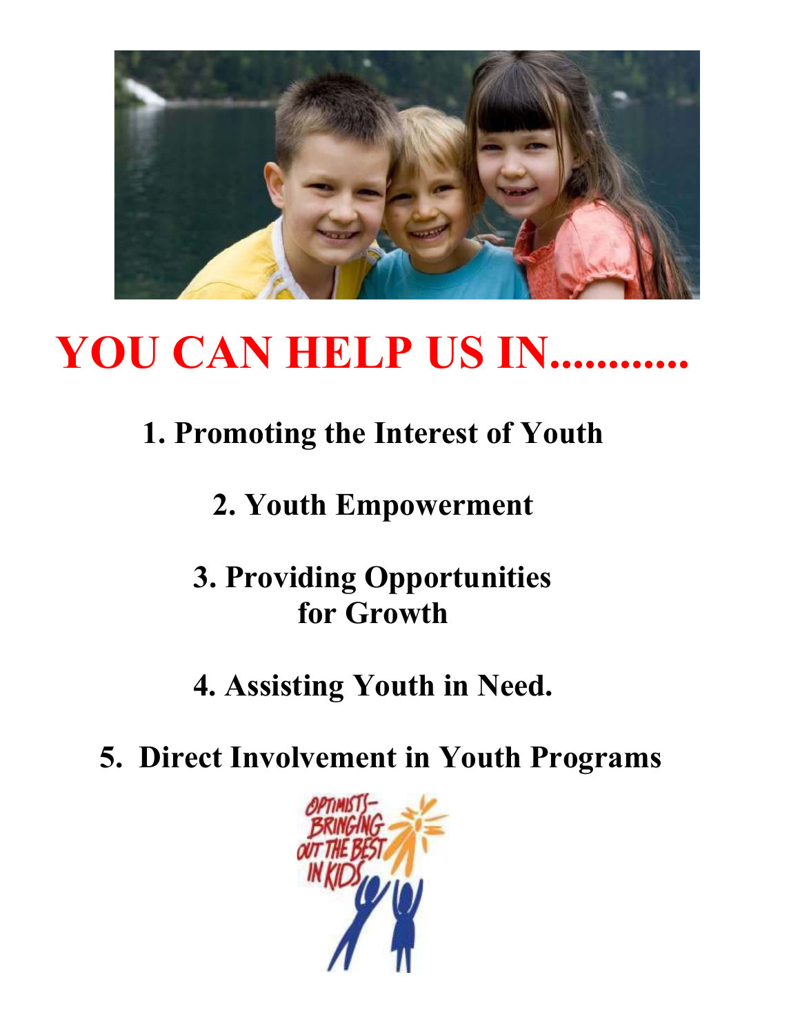# YOU CAN HELP US IN............

1. **Promoting the Interest of Youth**
2. **Youth Empowerment**
3. **Providing Opportunities for Growth**
4. **Assisting Youth in Need.**
5. **Direct Involvement in Youth Programs**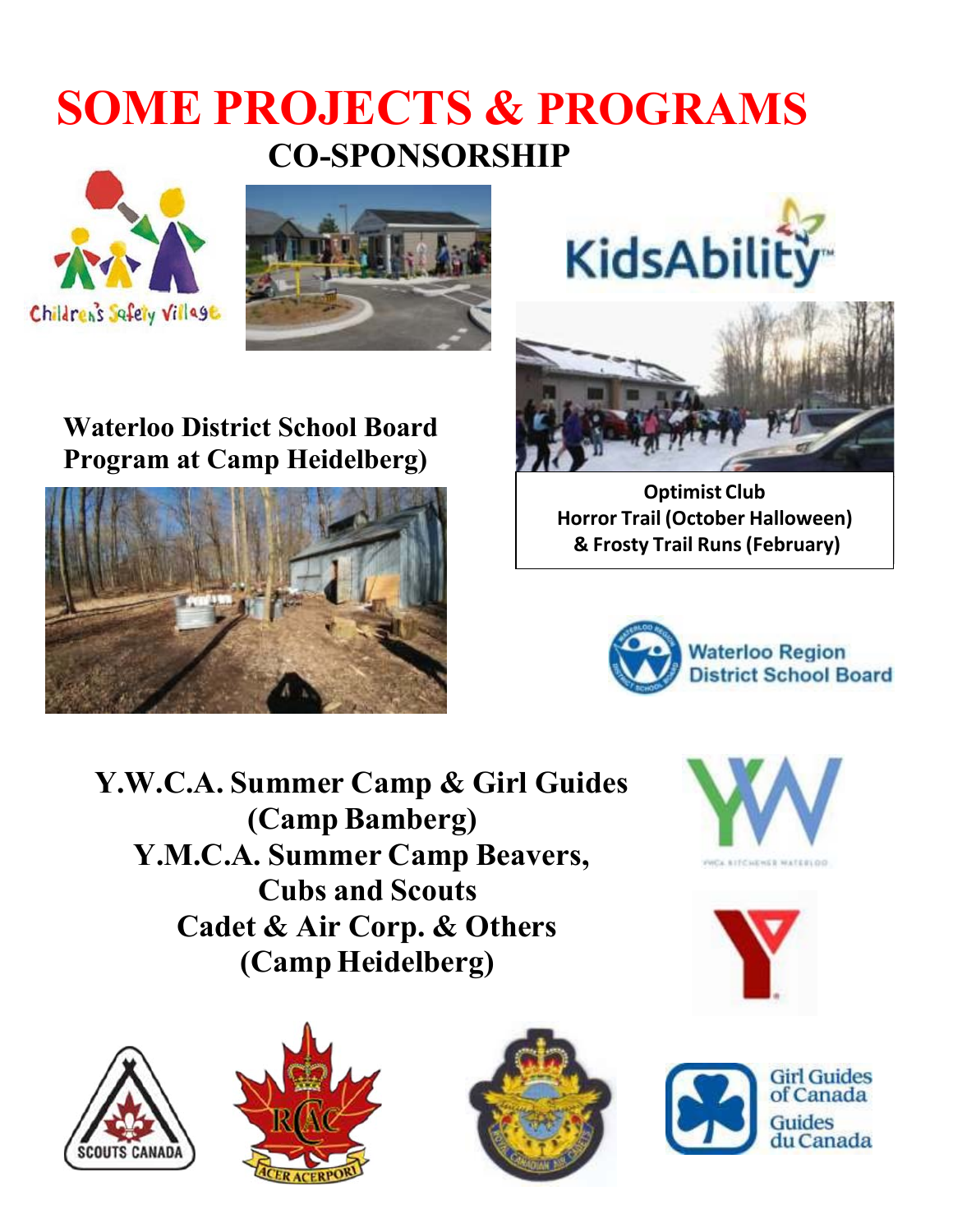# SOME PROJECTS & PROGRAMS

## CO-SPONSORSHIP

Children's Safety Village

KidsAbility

**Waterloo District School Board Program at Camp Heidelberg)**

**Optimist Club**
**Horror Trail (October Halloween)**
**& Frosty Trail Runs (February)**

Waterloo Region District School Board

**Y.W.C.A. Summer Camp & Girl Guides (Camp Bamberg)**
**Y.M.C.A. Summer Camp Beavers, Cubs and Scouts**
**Cadet & Air Corp. & Others (Camp Heidelberg)**

SCOUTS CANADA

Girl Guides of Canada
Guides du Canada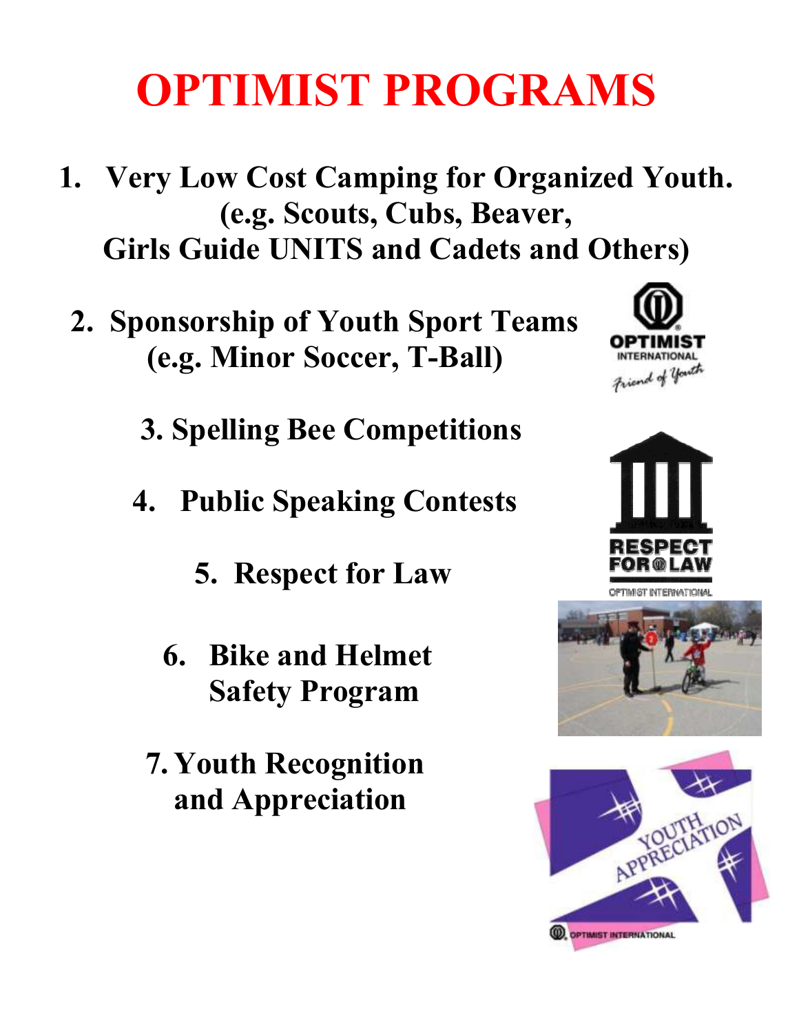# OPTIMIST PROGRAMS

1. **Very Low Cost Camping for Organized Youth. (e.g. Scouts, Cubs, Beaver, Girls Guide UNITS and Cadets and Others)**

2. **Sponsorship of Youth Sport Teams (e.g. Minor Soccer, T-Ball)**

3. **Spelling Bee Competitions**

4. **Public Speaking Contests**

5. **Respect for Law**

6. **Bike and Helmet Safety Program**

7. **Youth Recognition and Appreciation**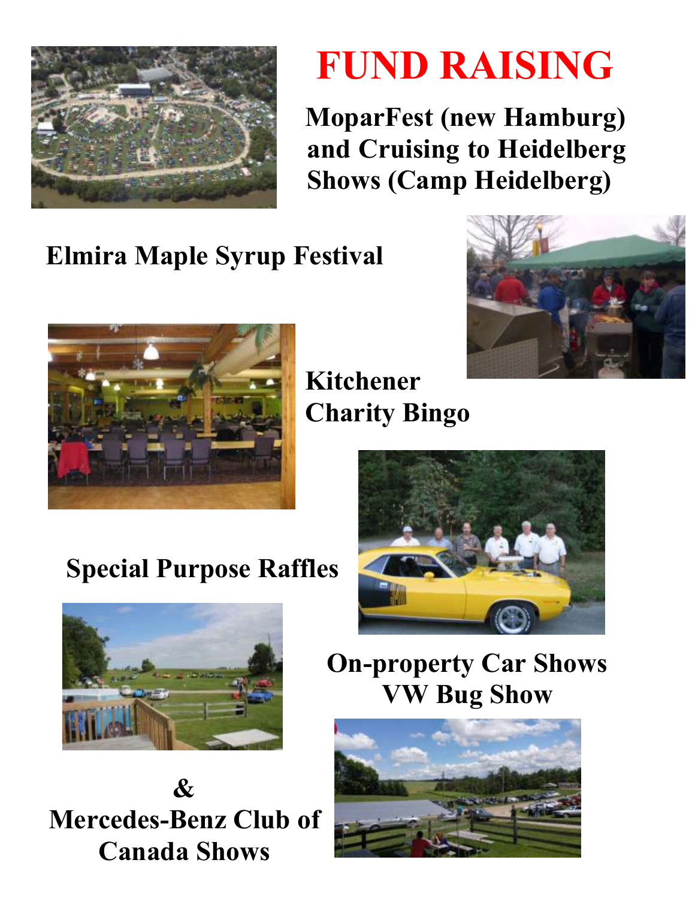# FUND RAISING

**MoparFest (new Hamburg) and Cruising to Heidelberg Shows (Camp Heidelberg)**

**Elmira Maple Syrup Festival**

**Kitchener Charity Bingo**

**Special Purpose Raffles**

**On-property Car Shows**
**VW Bug Show**

**&**
**Mercedes-Benz Club of Canada Shows**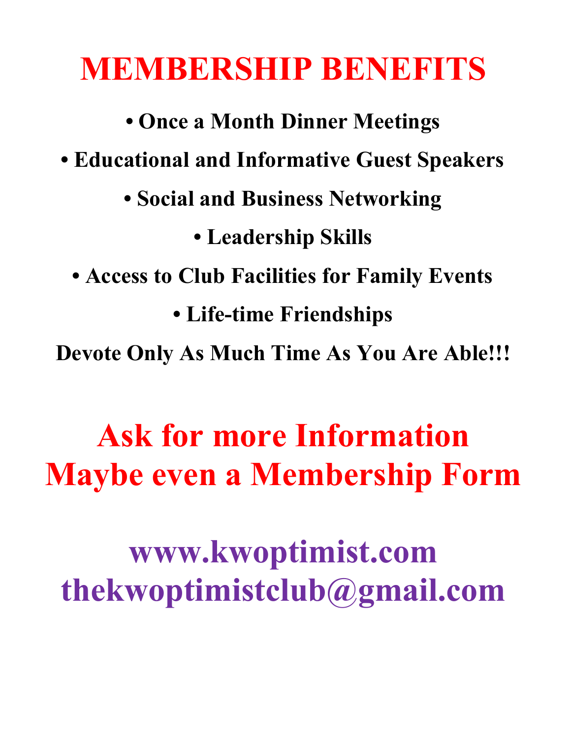# MEMBERSHIP BENEFITS

- **Once a Month Dinner Meetings**
- **Educational and Informative Guest Speakers**
- **Social and Business Networking**
- **Leadership Skills**
- **Access to Club Facilities for Family Events**
- **Life-time Friendships**

**Devote Only As Much Time As You Are Able!!!**

## Ask for more Information
## Maybe even a Membership Form

## www.kwoptimist.com
## thekwoptimistclub@gmail.com